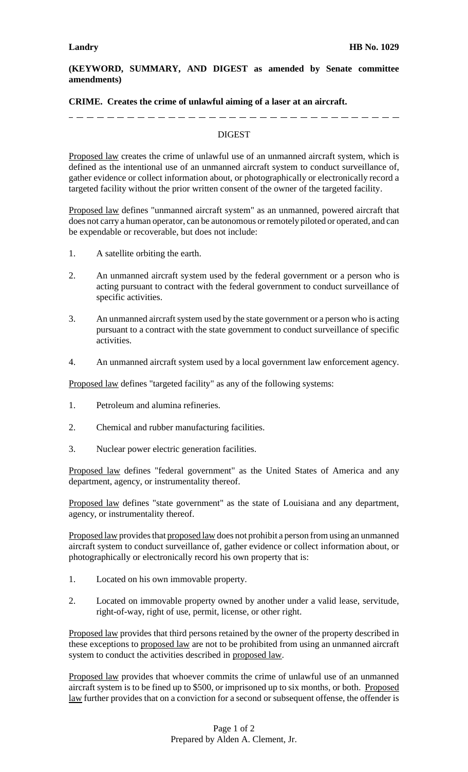**Landry** **HB No. 1029**

**(KEYWORD, SUMMARY, AND DIGEST as amended by Senate committee amendments)**

**CRIME. Creates the crime of unlawful aiming of a laser at an aircraft.**

---

DIGEST

Proposed law creates the crime of unlawful use of an unmanned aircraft system, which is defined as the intentional use of an unmanned aircraft system to conduct surveillance of, gather evidence or collect information about, or photographically or electronically record a targeted facility without the prior written consent of the owner of the targeted facility.

Proposed law defines "unmanned aircraft system" as an unmanned, powered aircraft that does not carry a human operator, can be autonomous or remotely piloted or operated, and can be expendable or recoverable, but does not include:

1. A satellite orbiting the earth.
2. An unmanned aircraft system used by the federal government or a person who is acting pursuant to contract with the federal government to conduct surveillance of specific activities.
3. An unmanned aircraft system used by the state government or a person who is acting pursuant to a contract with the state government to conduct surveillance of specific activities.
4. An unmanned aircraft system used by a local government law enforcement agency.

Proposed law defines "targeted facility" as any of the following systems:

1. Petroleum and alumina refineries.
2. Chemical and rubber manufacturing facilities.
3. Nuclear power electric generation facilities.

Proposed law defines "federal government" as the United States of America and any department, agency, or instrumentality thereof.

Proposed law defines "state government" as the state of Louisiana and any department, agency, or instrumentality thereof.

Proposed law provides that proposed law does not prohibit a person from using an unmanned aircraft system to conduct surveillance of, gather evidence or collect information about, or photographically or electronically record his own property that is:

1. Located on his own immovable property.
2. Located on immovable property owned by another under a valid lease, servitude, right-of-way, right of use, permit, license, or other right.

Proposed law provides that third persons retained by the owner of the property described in these exceptions to proposed law are not to be prohibited from using an unmanned aircraft system to conduct the activities described in proposed law.

Proposed law provides that whoever commits the crime of unlawful use of an unmanned aircraft system is to be fined up to $500, or imprisoned up to six months, or both. Proposed law further provides that on a conviction for a second or subsequent offense, the offender is

Prepared by Alden A. Clement, Jr.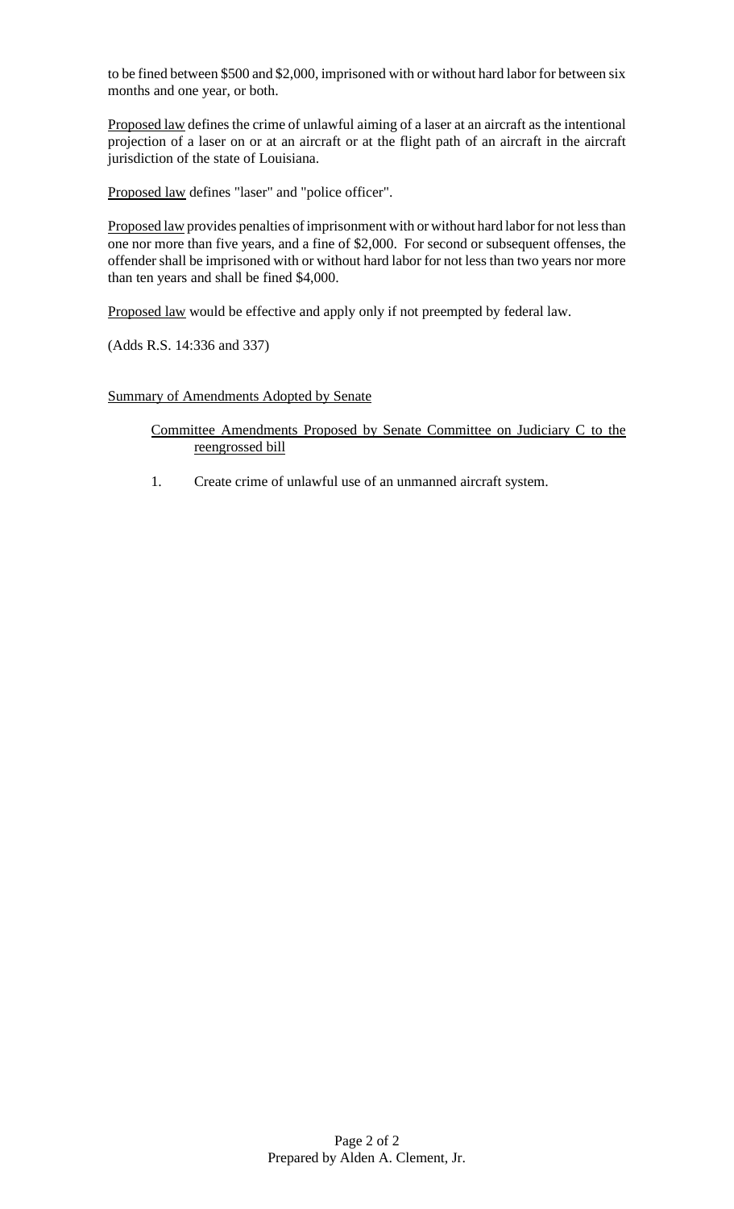to be fined between $500 and $2,000, imprisoned with or without hard labor for between six months and one year, or both.

Proposed law defines the crime of unlawful aiming of a laser at an aircraft as the intentional projection of a laser on or at an aircraft or at the flight path of an aircraft in the aircraft jurisdiction of the state of Louisiana.

Proposed law defines "laser" and "police officer".

Proposed law provides penalties of imprisonment with or without hard labor for not less than one nor more than five years, and a fine of $2,000. For second or subsequent offenses, the offender shall be imprisoned with or without hard labor for not less than two years nor more than ten years and shall be fined $4,000.

Proposed law would be effective and apply only if not preempted by federal law.

(Adds R.S. 14:336 and 337)

Summary of Amendments Adopted by Senate

Committee Amendments Proposed by Senate Committee on Judiciary C to the reengrossed bill

1. Create crime of unlawful use of an unmanned aircraft system.

Prepared by Alden A. Clement, Jr.